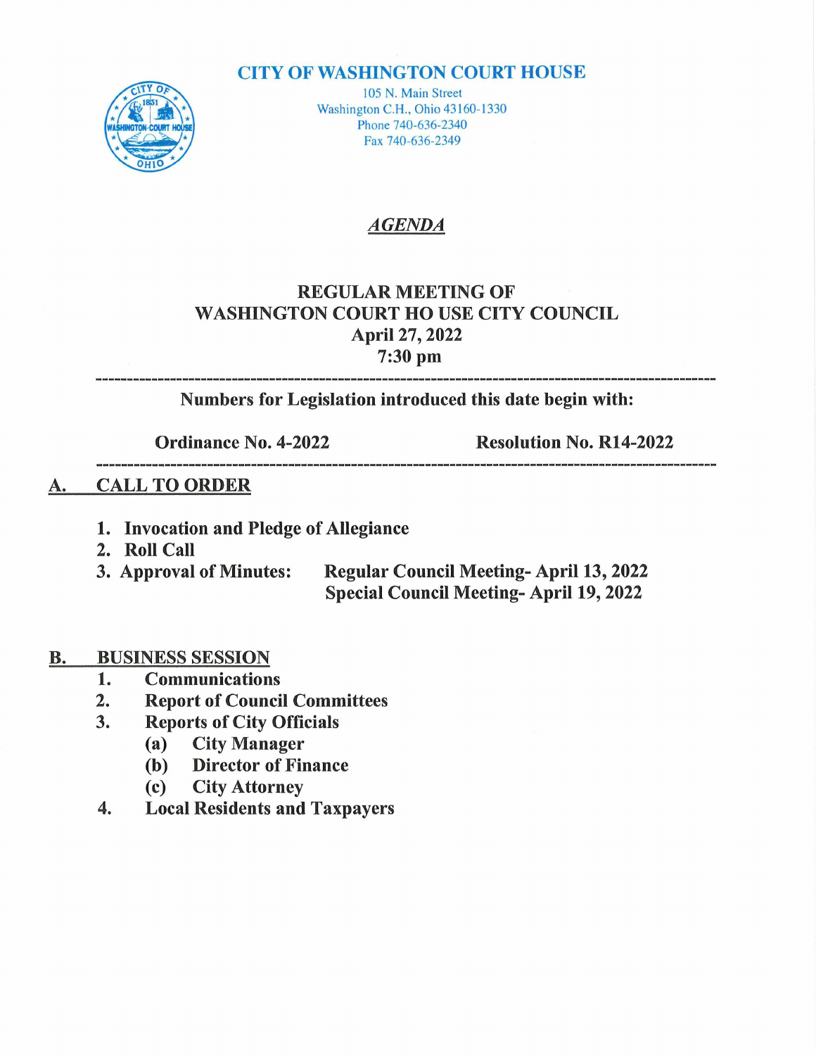# CITY OF WASHINGTON COURT HOUSE

105 N. Main Street
Washington C.H., Ohio 43160-1330
Phone 740-636-2340
Fax 740-636-2349

## *AGENDA*

## REGULAR MEETING OF
## WASHINGTON COURT HO USE CITY COUNCIL
## April 27, 2022
## 7:30 pm

---

**Numbers for Legislation introduced this date begin with:**

**Ordinance No. 4-2022** | **Resolution No. R14-2022**

---

## A. CALL TO ORDER

1. **Invocation and Pledge of Allegiance**
2. **Roll Call**
3. **Approval of Minutes:** **Regular Council Meeting- April 13, 2022**
   **Special Council Meeting- April 19, 2022**

## B. BUSINESS SESSION

1. **Communications**
2. **Report of Council Committees**
3. **Reports of City Officials**
   - **(a) City Manager**
   - **(b) Director of Finance**
   - **(c) City Attorney**
4. **Local Residents and Taxpayers**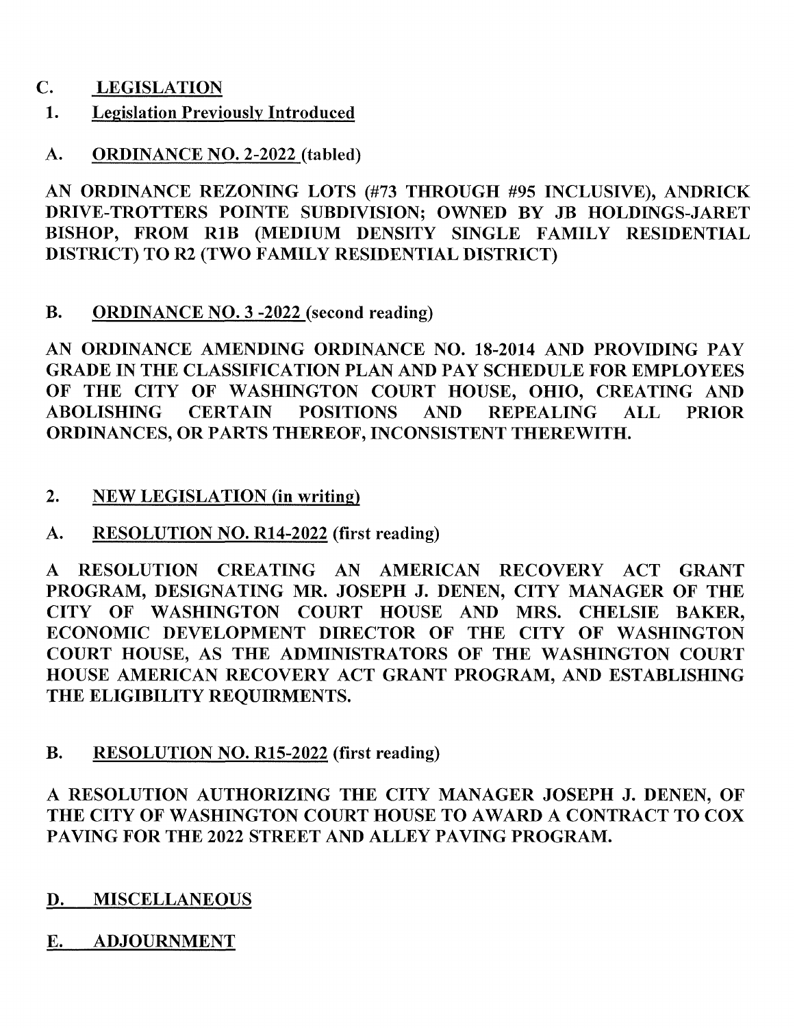## C. LEGISLATION

### 1. Legislation Previously Introduced

### A. ORDINANCE NO. 2-2022 (tabled)

**AN ORDINANCE REZONING LOTS (#73 THROUGH #95 INCLUSIVE), ANDRICK DRIVE-TROTTERS POINTE SUBDIVISION; OWNED BY JB HOLDINGS-JARET BISHOP, FROM R1B (MEDIUM DENSITY SINGLE FAMILY RESIDENTIAL DISTRICT) TO R2 (TWO FAMILY RESIDENTIAL DISTRICT)**

### B. ORDINANCE NO. 3 -2022 (second reading)

**AN ORDINANCE AMENDING ORDINANCE NO. 18-2014 AND PROVIDING PAY GRADE IN THE CLASSIFICATION PLAN AND PAY SCHEDULE FOR EMPLOYEES OF THE CITY OF WASHINGTON COURT HOUSE, OHIO, CREATING AND ABOLISHING CERTAIN POSITIONS AND REPEALING ALL PRIOR ORDINANCES, OR PARTS THEREOF, INCONSISTENT THEREWITH.**

### 2. NEW LEGISLATION (in writing)

### A. RESOLUTION NO. R14-2022 (first reading)

**A RESOLUTION CREATING AN AMERICAN RECOVERY ACT GRANT PROGRAM, DESIGNATING MR. JOSEPH J. DENEN, CITY MANAGER OF THE CITY OF WASHINGTON COURT HOUSE AND MRS. CHELSIE BAKER, ECONOMIC DEVELOPMENT DIRECTOR OF THE CITY OF WASHINGTON COURT HOUSE, AS THE ADMINISTRATORS OF THE WASHINGTON COURT HOUSE AMERICAN RECOVERY ACT GRANT PROGRAM, AND ESTABLISHING THE ELIGIBILITY REQUIRMENTS.**

### B. RESOLUTION NO. R15-2022 (first reading)

**A RESOLUTION AUTHORIZING THE CITY MANAGER JOSEPH J. DENEN, OF THE CITY OF WASHINGTON COURT HOUSE TO AWARD A CONTRACT TO COX PAVING FOR THE 2022 STREET AND ALLEY PAVING PROGRAM.**

## D. MISCELLANEOUS

## E. ADJOURNMENT